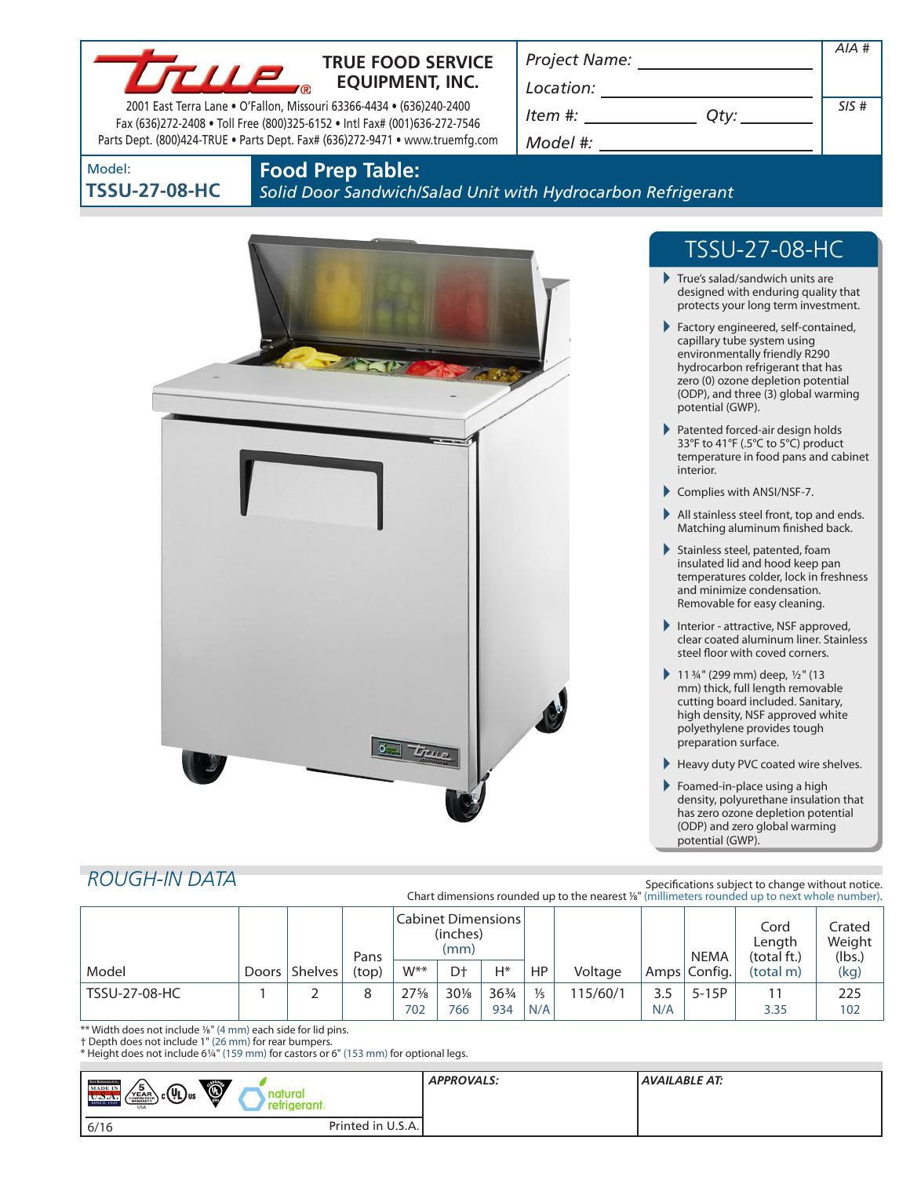# TRUE FOOD SERVICE EQUIPMENT, INC.

2001 East Terra Lane • O'Fallon, Missouri 63366-4434 • (636)240-2400
Fax (636)272-2408 • Toll Free (800)325-6152 • Intl Fax# (001)636-272-7546
Parts Dept. (800)424-TRUE • Parts Dept. Fax# (636)272-9471 • www.truemfg.com

Project Name: ______________________

Location: ______________________

Item #: ____________ Qty: ________

Model #: ______________________

AIA #

SIS #

Model:
**TSSU-27-08-HC**

## Food Prep Table:

*Solid Door Sandwich/Salad Unit with Hydrocarbon Refrigerant*

## TSSU-27-08-HC

- True's salad/sandwich units are designed with enduring quality that protects your long term investment.
- Factory engineered, self-contained, capillary tube system using environmentally friendly R290 hydrocarbon refrigerant that has zero (0) ozone depletion potential (ODP), and three (3) global warming potential (GWP).
- Patented forced-air design holds 33°F to 41°F (.5°C to 5°C) product temperature in food pans and cabinet interior.
- Complies with ANSI/NSF-7.
- All stainless steel front, top and ends. Matching aluminum finished back.
- Stainless steel, patented, foam insulated lid and hood keep pan temperatures colder, lock in freshness and minimize condensation. Removable for easy cleaning.
- Interior - attractive, NSF approved, clear coated aluminum liner. Stainless steel floor with coved corners.
- 11¾" (299 mm) deep, ½" (13 mm) thick, full length removable cutting board included. Sanitary, high density, NSF approved white polyethylene provides tough preparation surface.
- Heavy duty PVC coated wire shelves.
- Foamed-in-place using a high density, polyurethane insulation that has zero ozone depletion potential (ODP) and zero global warming potential (GWP).

## ROUGH-IN DATA

Specifications subject to change without notice.
Chart dimensions rounded up to the nearest ⅛" (millimeters rounded up to next whole number).

| Model | Doors | Shelves | Pans (top) | Cabinet Dimensions (inches) (mm) W** | D† | H* | HP | Voltage | Amps | NEMA Config. | Cord Length (total ft.) (total m) | Crated Weight (lbs.) (kg) |
|---|---|---|---|---|---|---|---|---|---|---|---|---|
| TSSU-27-08-HC | 1 | 2 | 8 | 27⅝ | 30⅛ | 36¾ | ⅕ | 115/60/1 | 3.5 | 5-15P | 11 | 225 |
| | | | | 702 | 766 | 934 | N/A | | N/A | | 3.35 | 102 |

** Width does not include ⅛" (4 mm) each side for lid pins.
† Depth does not include 1" (26 mm) for rear bumpers.
* Height does not include 6¼" (159 mm) for castors or 6" (153 mm) for optional legs.

natural refrigerant.

APPROVALS:

AVAILABLE AT:

6/16 Printed in U.S.A.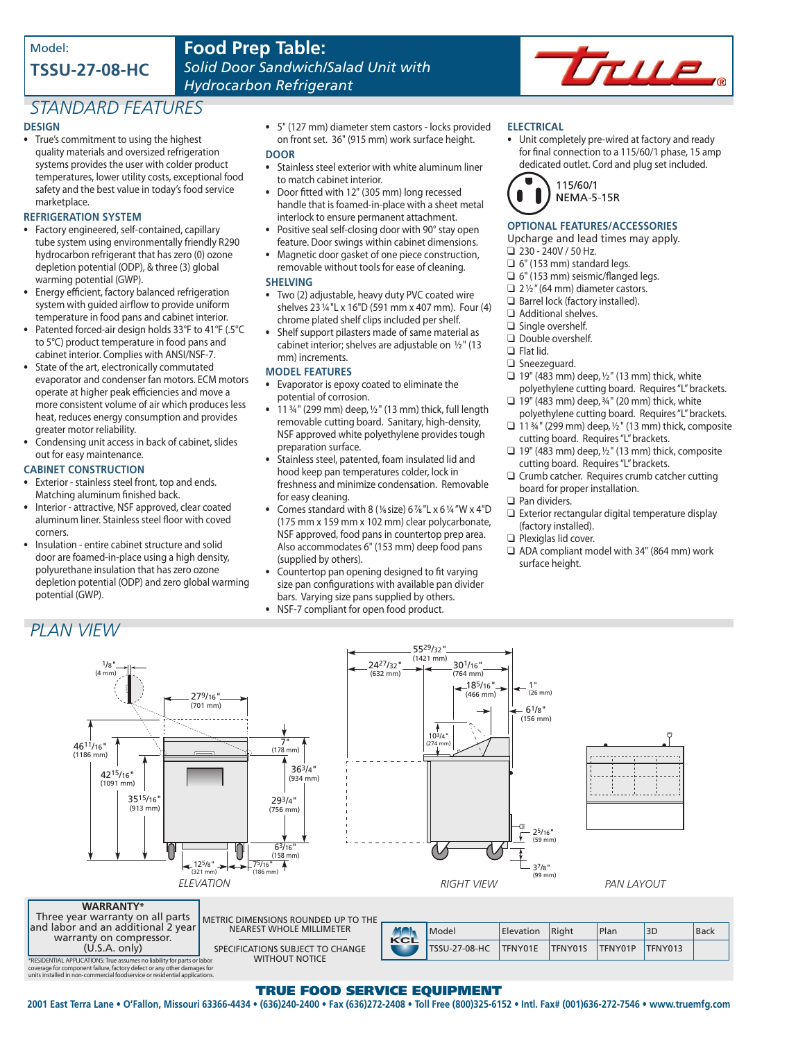Model:

**TSSU-27-08-HC**

# Food Prep Table:

*Solid Door Sandwich/Salad Unit with Hydrocarbon Refrigerant*

## STANDARD FEATURES

### DESIGN

- True's commitment to using the highest quality materials and oversized refrigeration systems provides the user with colder product temperatures, lower utility costs, exceptional food safety and the best value in today's food service marketplace.

### REFRIGERATION SYSTEM

- Factory engineered, self-contained, capillary tube system using environmentally friendly R290 hydrocarbon refrigerant that has zero (0) ozone depletion potential (ODP), & three (3) global warming potential (GWP).
- Energy efficient, factory balanced refrigeration system with guided airflow to provide uniform temperature in food pans and cabinet interior.
- Patented forced-air design holds 33°F to 41°F (.5°C to 5°C) product temperature in food pans and cabinet interior. Complies with ANSI/NSF-7.
- State of the art, electronically commutated evaporator and condenser fan motors. ECM motors operate at higher peak efficiencies and move a more consistent volume of air which produces less heat, reduces energy consumption and provides greater motor reliability.
- Condensing unit access in back of cabinet, slides out for easy maintenance.

### CABINET CONSTRUCTION

- Exterior - stainless steel front, top and ends. Matching aluminum finished back.
- Interior - attractive, NSF approved, clear coated aluminum liner. Stainless steel floor with coved corners.
- Insulation - entire cabinet structure and solid door are foamed-in-place using a high density, polyurethane insulation that has zero ozone depletion potential (ODP) and zero global warming potential (GWP).
- 5" (127 mm) diameter stem castors - locks provided on front set. 36" (915 mm) work surface height.

### DOOR

- Stainless steel exterior with white aluminum liner to match cabinet interior.
- Door fitted with 12" (305 mm) long recessed handle that is foamed-in-place with a sheet metal interlock to ensure permanent attachment.
- Positive seal self-closing door with 90° stay open feature. Door swings within cabinet dimensions.
- Magnetic door gasket of one piece construction, removable without tools for ease of cleaning.

### SHELVING

- Two (2) adjustable, heavy duty PVC coated wire shelves 23 ¼"L x 16"D (591 mm x 407 mm). Four (4) chrome plated shelf clips included per shelf.
- Shelf support pilasters made of same material as cabinet interior; shelves are adjustable on ½" (13 mm) increments.

### MODEL FEATURES

- Evaporator is epoxy coated to eliminate the potential of corrosion.
- 11 ¾" (299 mm) deep, ½" (13 mm) thick, full length removable cutting board. Sanitary, high-density, NSF approved white polyethylene provides tough preparation surface.
- Stainless steel, patented, foam insulated lid and hood keep pan temperatures colder, lock in freshness and minimize condensation. Removable for easy cleaning.
- Comes standard with 8 (⅙ size) 6 ⅞"L x 6 ¼"W x 4"D (175 mm x 159 mm x 102 mm) clear polycarbonate, NSF approved, food pans in countertop prep area. Also accommodates 6" (153 mm) deep food pans (supplied by others).
- Countertop pan opening designed to fit varying size pan configurations with available pan divider bars. Varying size pans supplied by others.
- NSF-7 compliant for open food product.

### ELECTRICAL

- Unit completely pre-wired at factory and ready for final connection to a 115/60/1 phase, 15 amp dedicated outlet. Cord and plug set included.

115/60/1
NEMA-5-15R

### OPTIONAL FEATURES/ACCESSORIES

Upcharge and lead times may apply.

- ❑ 230 - 240V / 50 Hz.
- ❑ 6" (153 mm) standard legs.
- ❑ 6" (153 mm) seismic/flanged legs.
- ❑ 2½" (64 mm) diameter castors.
- ❑ Barrel lock (factory installed).
- ❑ Additional shelves.
- ❑ Single overshelf.
- ❑ Double overshelf.
- ❑ Flat lid.
- ❑ Sneezeguard.
- ❑ 19" (483 mm) deep, ½" (13 mm) thick, white polyethylene cutting board. Requires "L" brackets.
- ❑ 19" (483 mm) deep, ¾" (20 mm) thick, white polyethylene cutting board. Requires "L" brackets.
- ❑ 11 ¾" (299 mm) deep, ½" (13 mm) thick, composite cutting board. Requires "L" brackets.
- ❑ 19" (483 mm) deep, ½" (13 mm) thick, composite cutting board. Requires "L" brackets.
- ❑ Crumb catcher. Requires crumb catcher cutting board for proper installation.
- ❑ Pan dividers.
- ❑ Exterior rectangular digital temperature display (factory installed).
- ❑ Plexiglas lid cover.
- ❑ ADA compliant model with 34" (864 mm) work surface height.

## PLAN VIEW

1/8" (4 mm)
27 9/16" (701 mm)
46 11/16" (1186 mm)
42 15/16" (1091 mm)
35 15/16" (913 mm)
7" (178 mm)
36 3/4" (934 mm)
29 3/4" (756 mm)
6 3/16" (158 mm)
12 5/8" (321 mm)
7 5/16" (186 mm)

ELEVATION

55 29/32" (1421 mm)
24 27/32" (632 mm)
30 1/16" (764 mm)
18 5/16" (466 mm)
1" (26 mm)
6 1/8" (156 mm)
10 3/4" (274 mm)
2 5/16" (59 mm)
3 7/8" (99 mm)

RIGHT VIEW

PAN LAYOUT

**WARRANTY***
Three year warranty on all parts and labor and an additional 2 year warranty on compressor. (U.S.A. only)

*RESIDENTIAL APPLICATIONS: True assumes no liability for parts or labor coverage for component failure, factory defect or any other damages for units installed in non-commercial foodservice or residential applications.

METRIC DIMENSIONS ROUNDED UP TO THE NEAREST WHOLE MILLIMETER

SPECIFICATIONS SUBJECT TO CHANGE WITHOUT NOTICE

| Model | Elevation | Right | Plan | 3D | Back |
|---|---|---|---|---|---|
| TSSU-27-08-HC | TFNY01E | TFNY01S | TFNY01P | TFNY013 | |

**TRUE FOOD SERVICE EQUIPMENT**

2001 East Terra Lane • O'Fallon, Missouri 63366-4434 • (636)240-2400 • Fax (636)272-2408 • Toll Free (800)325-6152 • Intl. Fax# (001)636-272-7546 • www.truemfg.com